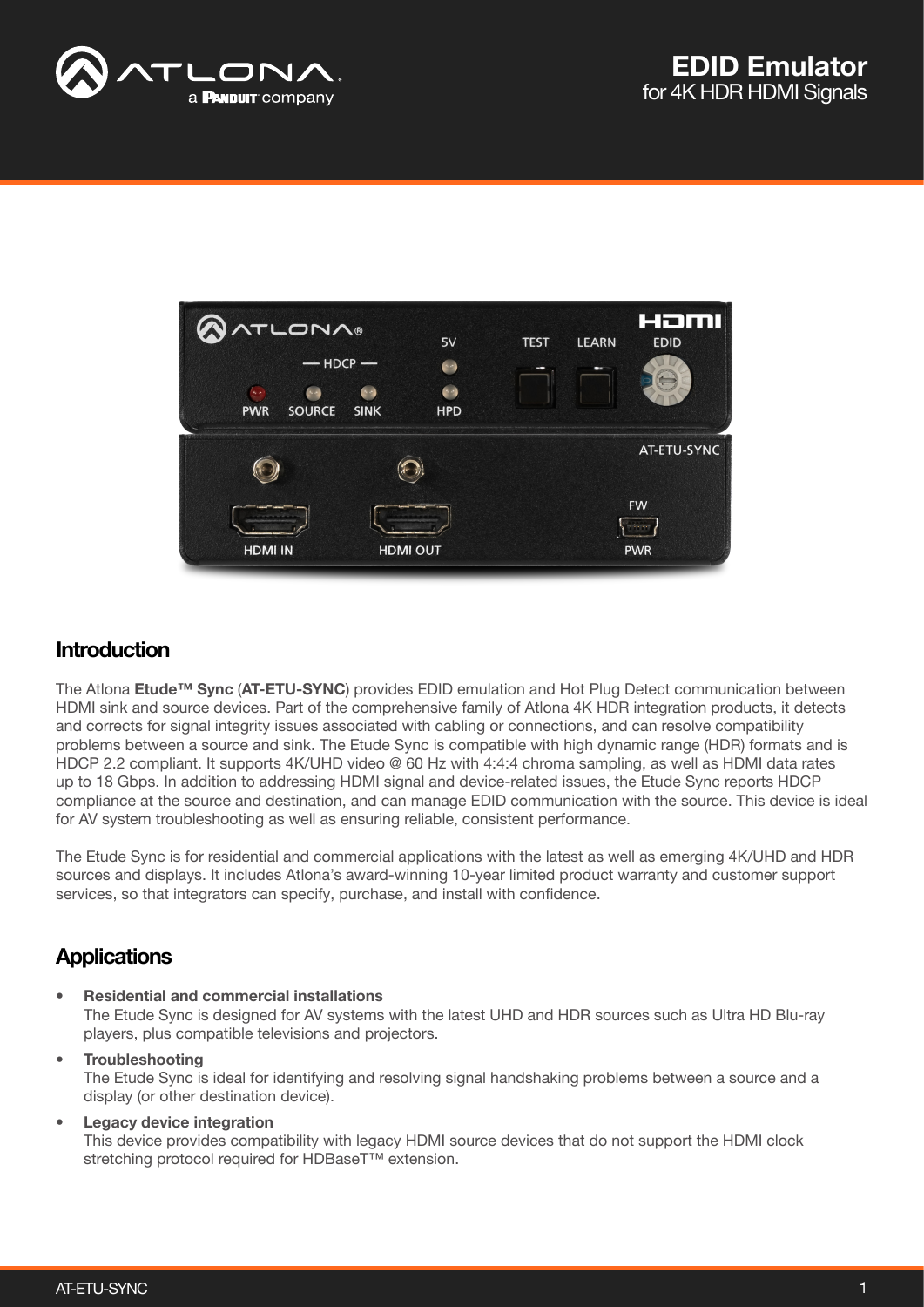# EDID Emulator
for 4K HDR HDMI Signals

## Introduction

The Atlona **Etude™ Sync** (**AT-ETU-SYNC**) provides EDID emulation and Hot Plug Detect communication between HDMI sink and source devices. Part of the comprehensive family of Atlona 4K HDR integration products, it detects and corrects for signal integrity issues associated with cabling or connections, and can resolve compatibility problems between a source and sink. The Etude Sync is compatible with high dynamic range (HDR) formats and is HDCP 2.2 compliant. It supports 4K/UHD video @ 60 Hz with 4:4:4 chroma sampling, as well as HDMI data rates up to 18 Gbps. In addition to addressing HDMI signal and device-related issues, the Etude Sync reports HDCP compliance at the source and destination, and can manage EDID communication with the source. This device is ideal for AV system troubleshooting as well as ensuring reliable, consistent performance.

The Etude Sync is for residential and commercial applications with the latest as well as emerging 4K/UHD and HDR sources and displays. It includes Atlona's award-winning 10-year limited product warranty and customer support services, so that integrators can specify, purchase, and install with confidence.

## Applications

- **Residential and commercial installations**
  The Etude Sync is designed for AV systems with the latest UHD and HDR sources such as Ultra HD Blu-ray players, plus compatible televisions and projectors.
- **Troubleshooting**
  The Etude Sync is ideal for identifying and resolving signal handshaking problems between a source and a display (or other destination device).
- **Legacy device integration**
  This device provides compatibility with legacy HDMI source devices that do not support the HDMI clock stretching protocol required for HDBaseT™ extension.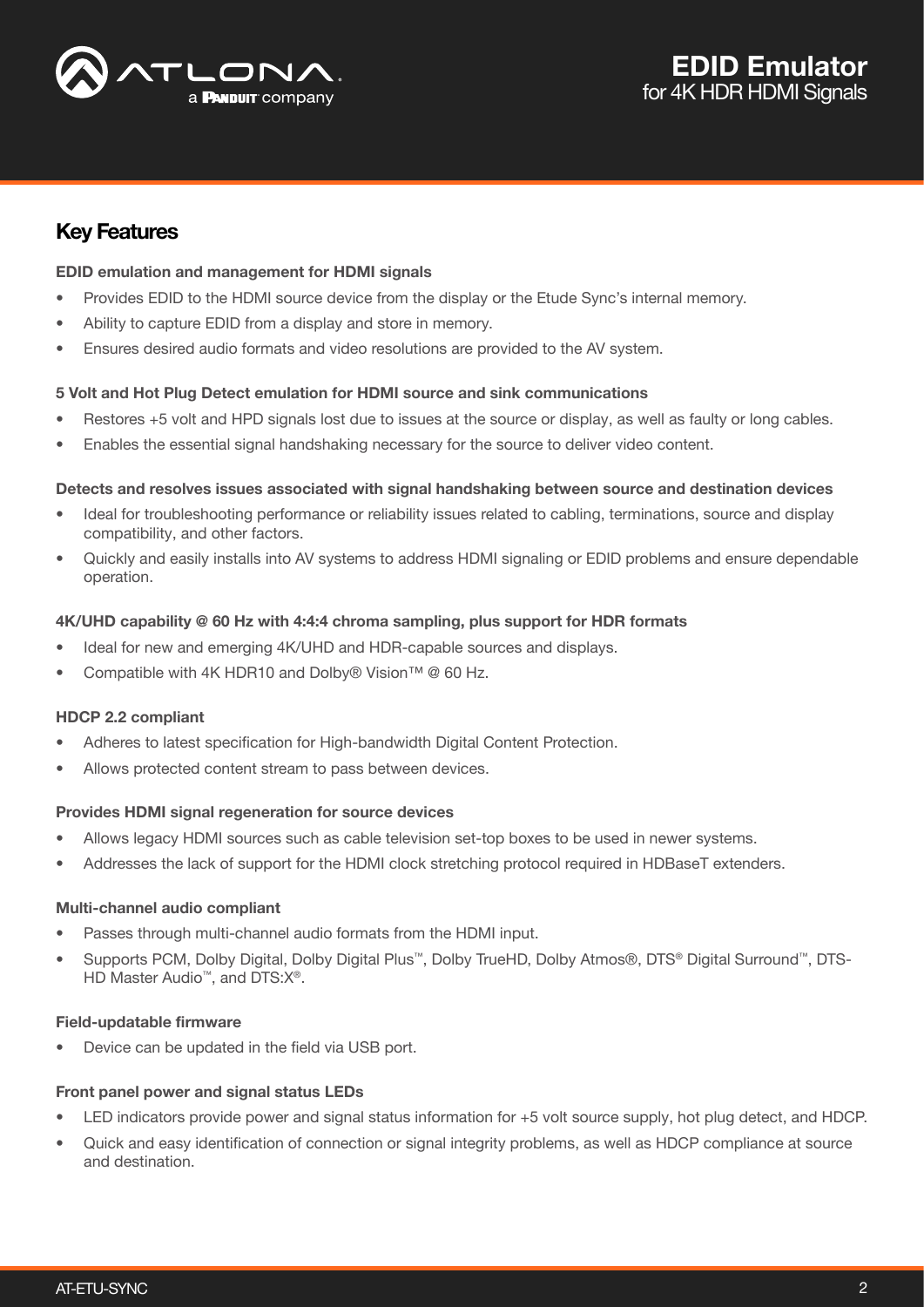## Key Features

**EDID emulation and management for HDMI signals**

- Provides EDID to the HDMI source device from the display or the Etude Sync's internal memory.
- Ability to capture EDID from a display and store in memory.
- Ensures desired audio formats and video resolutions are provided to the AV system.

**5 Volt and Hot Plug Detect emulation for HDMI source and sink communications**

- Restores +5 volt and HPD signals lost due to issues at the source or display, as well as faulty or long cables.
- Enables the essential signal handshaking necessary for the source to deliver video content.

**Detects and resolves issues associated with signal handshaking between source and destination devices**

- Ideal for troubleshooting performance or reliability issues related to cabling, terminations, source and display compatibility, and other factors.
- Quickly and easily installs into AV systems to address HDMI signaling or EDID problems and ensure dependable operation.

**4K/UHD capability @ 60 Hz with 4:4:4 chroma sampling, plus support for HDR formats**

- Ideal for new and emerging 4K/UHD and HDR-capable sources and displays.
- Compatible with 4K HDR10 and Dolby® Vision™ @ 60 Hz.

**HDCP 2.2 compliant**

- Adheres to latest specification for High-bandwidth Digital Content Protection.
- Allows protected content stream to pass between devices.

**Provides HDMI signal regeneration for source devices**

- Allows legacy HDMI sources such as cable television set-top boxes to be used in newer systems.
- Addresses the lack of support for the HDMI clock stretching protocol required in HDBaseT extenders.

**Multi-channel audio compliant**

- Passes through multi-channel audio formats from the HDMI input.
- Supports PCM, Dolby Digital, Dolby Digital Plus™, Dolby TrueHD, Dolby Atmos®, DTS® Digital Surround™, DTS-HD Master Audio™, and DTS:X®.

**Field-updatable firmware**

- Device can be updated in the field via USB port.

**Front panel power and signal status LEDs**

- LED indicators provide power and signal status information for +5 volt source supply, hot plug detect, and HDCP.
- Quick and easy identification of connection or signal integrity problems, as well as HDCP compliance at source and destination.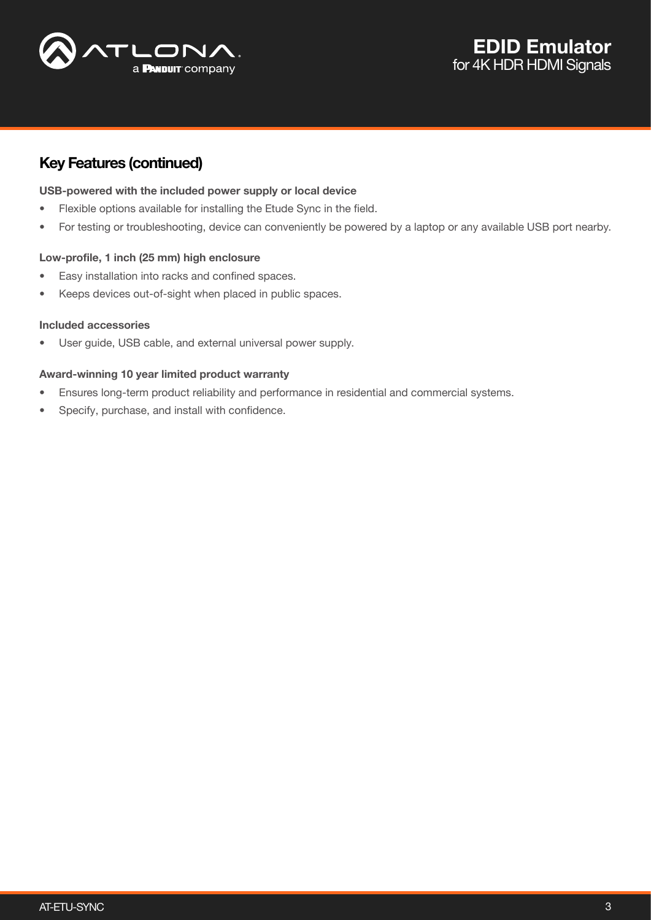## Key Features (continued)

**USB-powered with the included power supply or local device**

- Flexible options available for installing the Etude Sync in the field.
- For testing or troubleshooting, device can conveniently be powered by a laptop or any available USB port nearby.

**Low-profile, 1 inch (25 mm) high enclosure**

- Easy installation into racks and confined spaces.
- Keeps devices out-of-sight when placed in public spaces.

**Included accessories**

- User guide, USB cable, and external universal power supply.

**Award-winning 10 year limited product warranty**

- Ensures long-term product reliability and performance in residential and commercial systems.
- Specify, purchase, and install with confidence.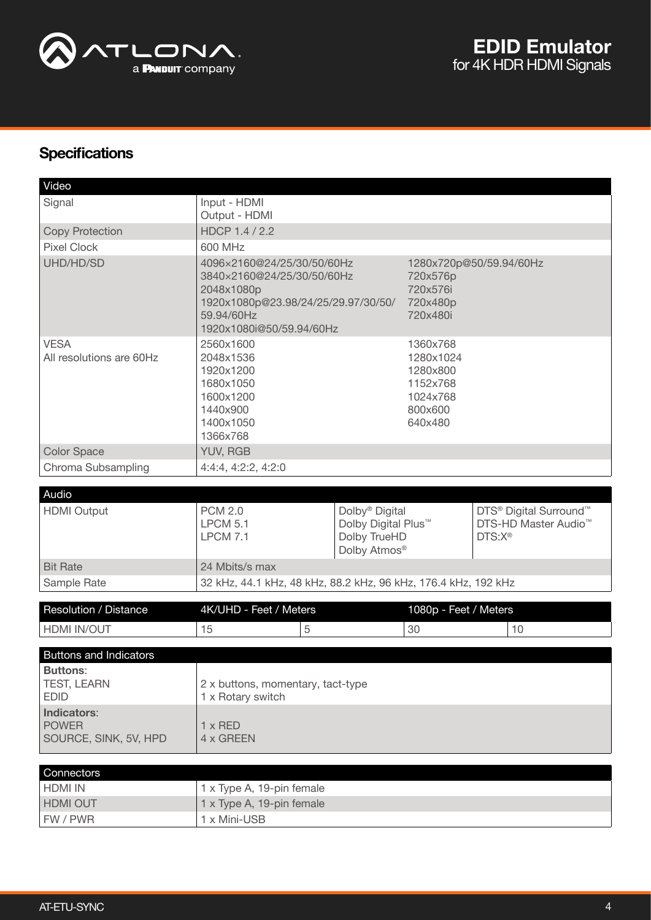## Specifications

| Video | | |
|---|---|---|
| Signal | Input - HDMI<br>Output - HDMI | |
| Copy Protection | HDCP 1.4 / 2.2 | |
| Pixel Clock | 600 MHz | |
| UHD/HD/SD | 4096×2160@24/25/30/50/60Hz<br>3840×2160@24/25/30/50/60Hz<br>2048x1080p<br>1920x1080p@23.98/24/25/29.97/30/50/59.94/60Hz<br>1920x1080i@50/59.94/60Hz | 1280x720p@50/59.94/60Hz<br>720x576p<br>720x576i<br>720x480p<br>720x480i |
| VESA<br>All resolutions are 60Hz | 2560x1600<br>2048x1536<br>1920x1200<br>1680x1050<br>1600x1200<br>1440x900<br>1400x1050<br>1366x768 | 1360x768<br>1280x1024<br>1280x800<br>1152x768<br>1024x768<br>800x600<br>640x480 |
| Color Space | YUV, RGB | |
| Chroma Subsampling | 4:4:4, 4:2:2, 4:2:0 | |

| Audio | | | |
|---|---|---|---|
| HDMI Output | PCM 2.0<br>LPCM 5.1<br>LPCM 7.1 | Dolby® Digital<br>Dolby Digital Plus™<br>Dolby TrueHD<br>Dolby Atmos® | DTS® Digital Surround™<br>DTS-HD Master Audio™<br>DTS:X® |
| Bit Rate | 24 Mbits/s max | | |
| Sample Rate | 32 kHz, 44.1 kHz, 48 kHz, 88.2 kHz, 96 kHz, 176.4 kHz, 192 kHz | | |

| Resolution / Distance | 4K/UHD - Feet / Meters | | 1080p - Feet / Meters | |
|---|---|---|---|---|
| HDMI IN/OUT | 15 | 5 | 30 | 10 |

| Buttons and Indicators | |
|---|---|
| **Buttons**:<br>TEST, LEARN<br>EDID | 2 x buttons, momentary, tact-type<br>1 x Rotary switch |
| **Indicators**:<br>POWER<br>SOURCE, SINK, 5V, HPD | 1 x RED<br>4 x GREEN |

| Connectors | |
|---|---|
| HDMI IN | 1 x Type A, 19-pin female |
| HDMI OUT | 1 x Type A, 19-pin female |
| FW / PWR | 1 x Mini-USB |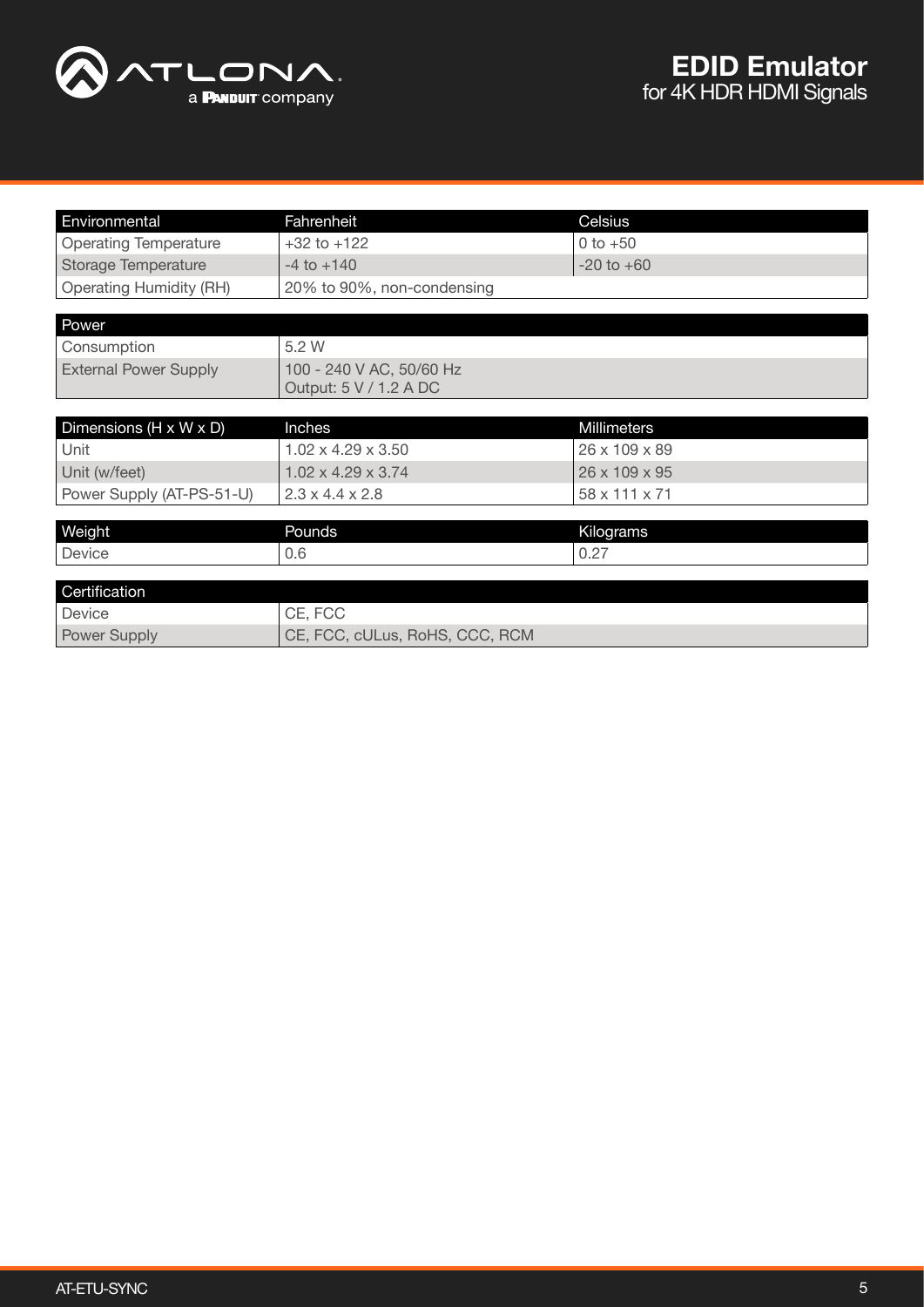| Environmental | Fahrenheit | Celsius |
| --- | --- | --- |
| Operating Temperature | +32 to +122 | 0 to +50 |
| Storage Temperature | -4 to +140 | -20 to +60 |
| Operating Humidity (RH) | 20% to 90%, non-condensing | |

| Power | |
| --- | --- |
| Consumption | 5.2 W |
| External Power Supply | 100 - 240 V AC, 50/60 Hz<br>Output: 5 V / 1.2 A DC |

| Dimensions (H x W x D) | Inches | Millimeters |
| --- | --- | --- |
| Unit | 1.02 x 4.29 x 3.50 | 26 x 109 x 89 |
| Unit (w/feet) | 1.02 x 4.29 x 3.74 | 26 x 109 x 95 |
| Power Supply (AT-PS-51-U) | 2.3 x 4.4 x 2.8 | 58 x 111 x 71 |

| Weight | Pounds | Kilograms |
| --- | --- | --- |
| Device | 0.6 | 0.27 |

| Certification | |
| --- | --- |
| Device | CE, FCC |
| Power Supply | CE, FCC, cULus, RoHS, CCC, RCM |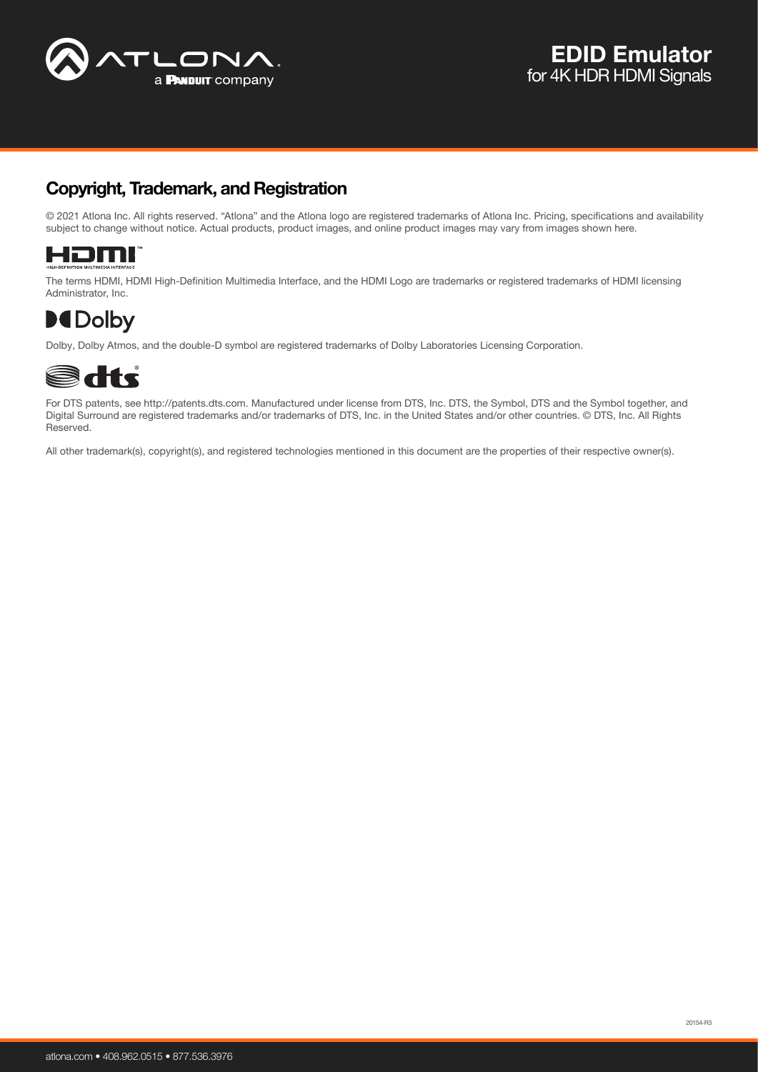## Copyright, Trademark, and Registration

© 2021 Atlona Inc. All rights reserved. "Atlona" and the Atlona logo are registered trademarks of Atlona Inc. Pricing, specifications and availability subject to change without notice. Actual products, product images, and online product images may vary from images shown here.

The terms HDMI, HDMI High-Definition Multimedia Interface, and the HDMI Logo are trademarks or registered trademarks of HDMI licensing Administrator, Inc.

Dolby, Dolby Atmos, and the double-D symbol are registered trademarks of Dolby Laboratories Licensing Corporation.

For DTS patents, see http://patents.dts.com. Manufactured under license from DTS, Inc. DTS, the Symbol, DTS and the Symbol together, and Digital Surround are registered trademarks and/or trademarks of DTS, Inc. in the United States and/or other countries. © DTS, Inc. All Rights Reserved.

All other trademark(s), copyright(s), and registered technologies mentioned in this document are the properties of their respective owner(s).

20154-R3